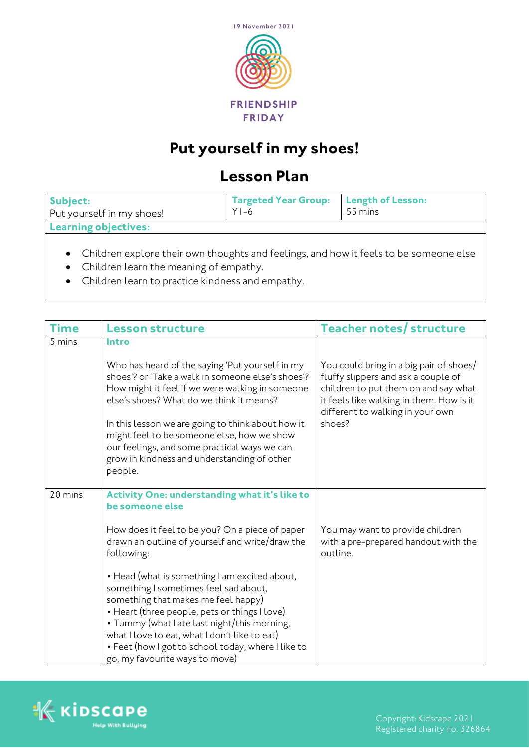19 November 2021

FRIENDSHIP FRIDAY

# Put yourself in my shoes!

## Lesson Plan

| **Subject:** Put yourself in my shoes! | **Targeted Year Group:** Y1-6 | **Length of Lesson:** 55 mins |
|---|---|---|

**Learning objectives:**

- Children explore their own thoughts and feelings, and how it feels to be someone else
- Children learn the meaning of empathy.
- Children learn to practice kindness and empathy.

| Time | Lesson structure | Teacher notes/ structure |
|---|---|---|
| 5 mins | **Intro**<br><br>Who has heard of the saying 'Put yourself in my shoes'? or 'Take a walk in someone else's shoes'? How might it feel if we were walking in someone else's shoes? What do we think it means?<br><br>In this lesson we are going to think about how it might feel to be someone else, how we show our feelings, and some practical ways we can grow in kindness and understanding of other people. | You could bring in a big pair of shoes/ fluffy slippers and ask a couple of children to put them on and say what it feels like walking in them. How is it different to walking in your own shoes? |
| 20 mins | **Activity One: understanding what it's like to be someone else**<br><br>How does it feel to be you? On a piece of paper drawn an outline of yourself and write/draw the following:<br><br>• Head (what is something I am excited about, something I sometimes feel sad about, something that makes me feel happy)<br>• Heart (three people, pets or things I love)<br>• Tummy (what I ate last night/this morning, what I love to eat, what I don't like to eat)<br>• Feet (how I got to school today, where I like to go, my favourite ways to move) | You may want to provide children with a pre-prepared handout with the outline. |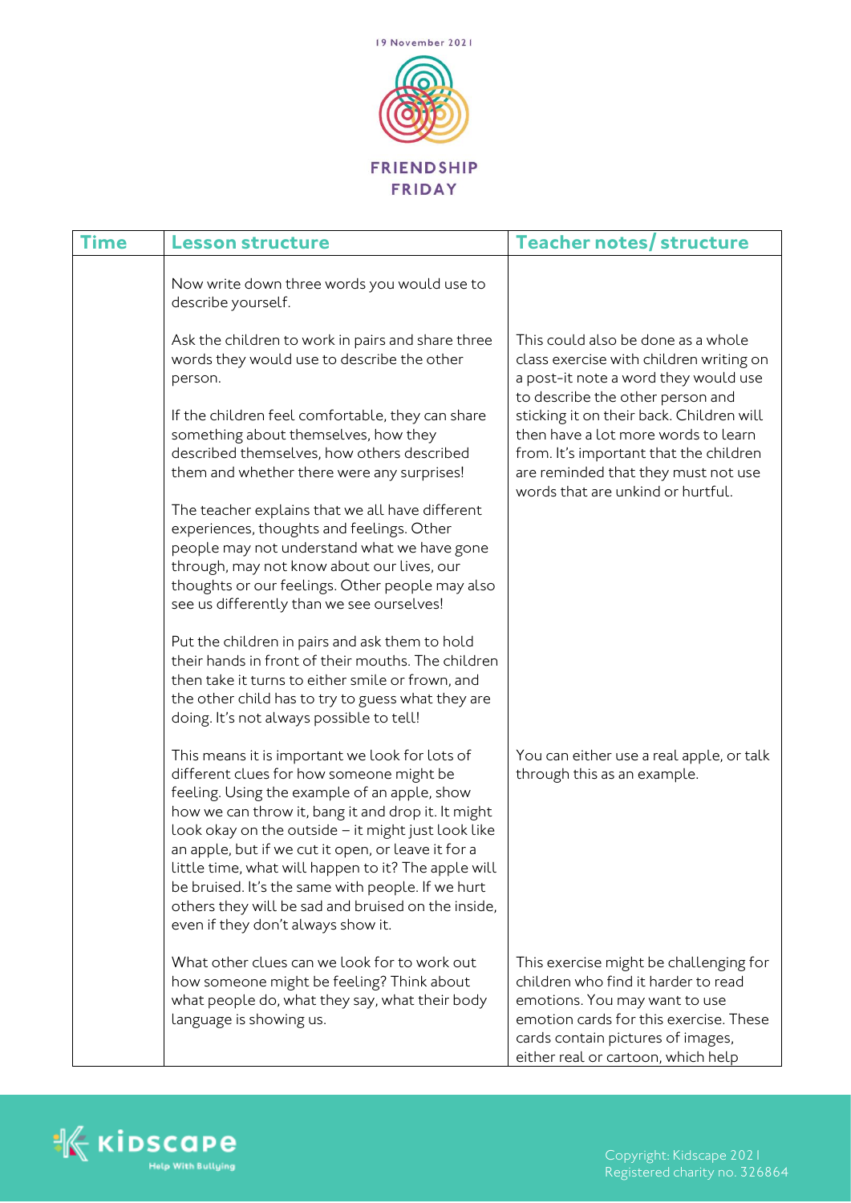| Time | Lesson structure | Teacher notes/ structure |
|---|---|---|
| | Now write down three words you would use to describe yourself. | |
| | Ask the children to work in pairs and share three words they would use to describe the other person.<br><br>If the children feel comfortable, they can share something about themselves, how they described themselves, how others described them and whether there were any surprises!<br><br>The teacher explains that we all have different experiences, thoughts and feelings. Other people may not understand what we have gone through, may not know about our lives, our thoughts or our feelings. Other people may also see us differently than we see ourselves! | This could also be done as a whole class exercise with children writing on a post-it note a word they would use to describe the other person and sticking it on their back. Children will then have a lot more words to learn from. It's important that the children are reminded that they must not use words that are unkind or hurtful. |
| | Put the children in pairs and ask them to hold their hands in front of their mouths. The children then take it turns to either smile or frown, and the other child has to try to guess what they are doing. It's not always possible to tell! | |
| | This means it is important we look for lots of different clues for how someone might be feeling. Using the example of an apple, show how we can throw it, bang it and drop it. It might look okay on the outside – it might just look like an apple, but if we cut it open, or leave it for a little time, what will happen to it? The apple will be bruised. It's the same with people. If we hurt others they will be sad and bruised on the inside, even if they don't always show it. | You can either use a real apple, or talk through this as an example. |
| | What other clues can we look for to work out how someone might be feeling? Think about what people do, what they say, what their body language is showing us. | This exercise might be challenging for children who find it harder to read emotions. You may want to use emotion cards for this exercise. These cards contain pictures of images, either real or cartoon, which help |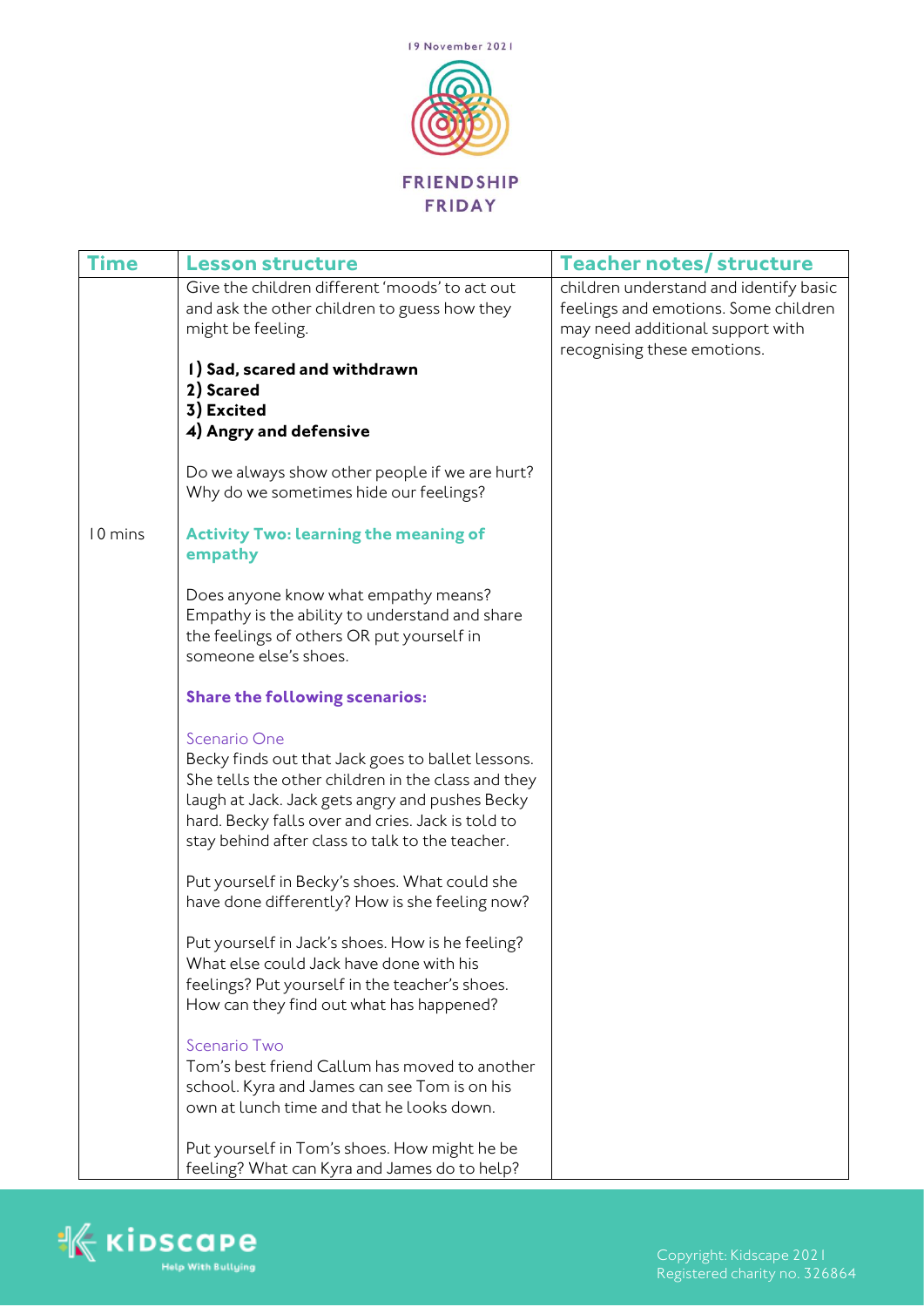19 November 2021

FRIENDSHIP FRIDAY

| Time | Lesson structure | Teacher notes/ structure |
|---|---|---|
| | Give the children different 'moods' to act out and ask the other children to guess how they might be feeling.<br><br>**1) Sad, scared and withdrawn**<br>**2) Scared**<br>**3) Excited**<br>**4) Angry and defensive**<br><br>Do we always show other people if we are hurt? Why do we sometimes hide our feelings? | children understand and identify basic feelings and emotions. Some children may need additional support with recognising these emotions. |
| 10 mins | **Activity Two: learning the meaning of empathy**<br><br>Does anyone know what empathy means? Empathy is the ability to understand and share the feelings of others OR put yourself in someone else's shoes.<br><br>**Share the following scenarios:**<br><br>Scenario One<br>Becky finds out that Jack goes to ballet lessons. She tells the other children in the class and they laugh at Jack. Jack gets angry and pushes Becky hard. Becky falls over and cries. Jack is told to stay behind after class to talk to the teacher.<br><br>Put yourself in Becky's shoes. What could she have done differently? How is she feeling now?<br><br>Put yourself in Jack's shoes. How is he feeling? What else could Jack have done with his feelings? Put yourself in the teacher's shoes. How can they find out what has happened?<br><br>Scenario Two<br>Tom's best friend Callum has moved to another school. Kyra and James can see Tom is on his own at lunch time and that he looks down.<br><br>Put yourself in Tom's shoes. How might he be feeling? What can Kyra and James do to help? | |

Copyright: Kidscape 2021
Registered charity no. 326864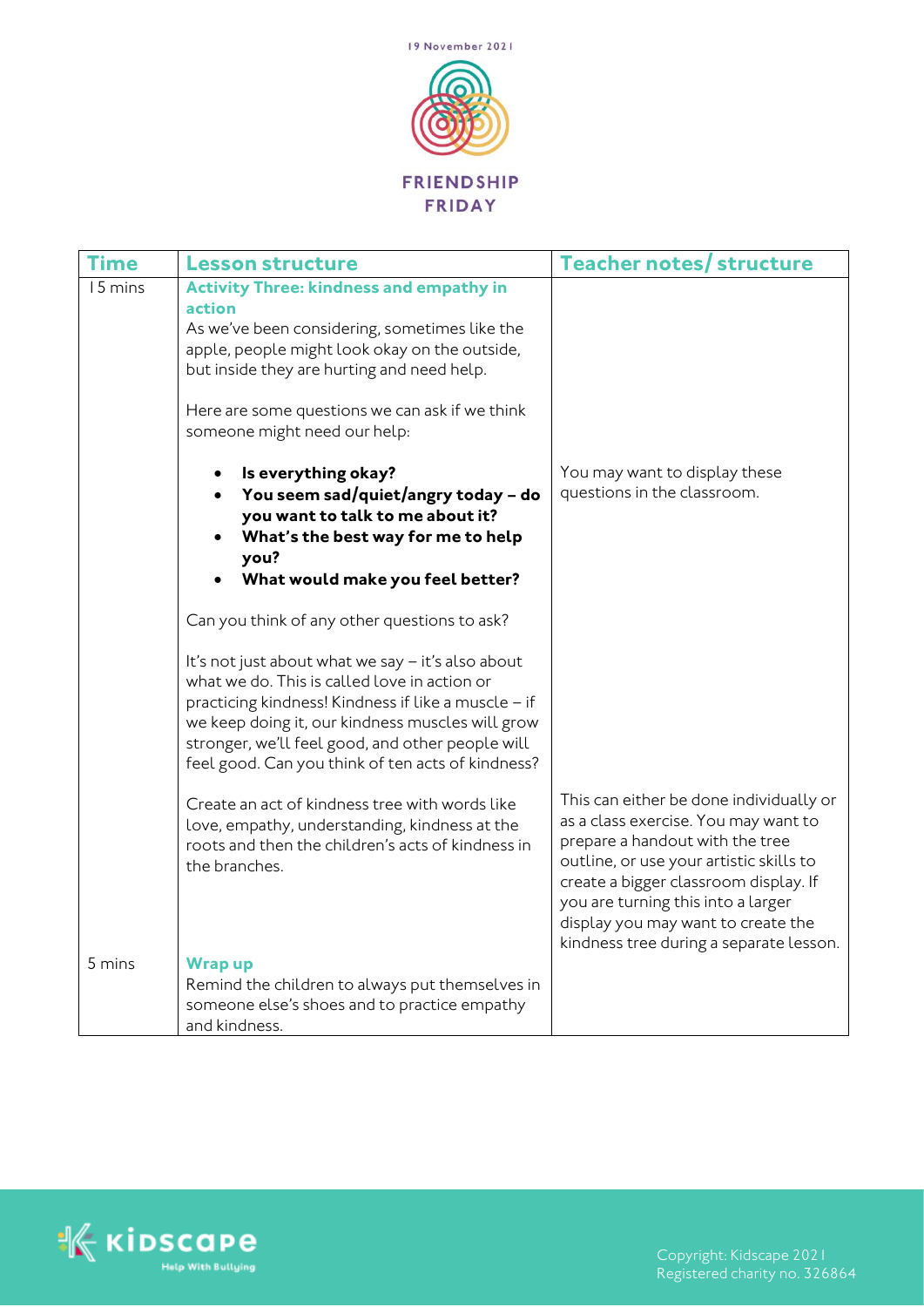19 November 2021

FRIENDSHIP FRIDAY

| Time | Lesson structure | Teacher notes/ structure |
| --- | --- | --- |
| 15 mins | **Activity Three: kindness and empathy in action**<br>As we've been considering, sometimes like the apple, people might look okay on the outside, but inside they are hurting and need help.<br><br>Here are some questions we can ask if we think someone might need our help:<br><br>• **Is everything okay?**<br>• **You seem sad/quiet/angry today – do you want to talk to me about it?**<br>• **What's the best way for me to help you?**<br>• **What would make you feel better?**<br><br>Can you think of any other questions to ask?<br><br>It's not just about what we say – it's also about what we do. This is called love in action or practicing kindness! Kindness if like a muscle – if we keep doing it, our kindness muscles will grow stronger, we'll feel good, and other people will feel good. Can you think of ten acts of kindness?<br><br>Create an act of kindness tree with words like love, empathy, understanding, kindness at the roots and then the children's acts of kindness in the branches. | You may want to display these questions in the classroom.<br><br>This can either be done individually or as a class exercise. You may want to prepare a handout with the tree outline, or use your artistic skills to create a bigger classroom display. If you are turning this into a larger display you may want to create the kindness tree during a separate lesson. |
| 5 mins | **Wrap up**<br>Remind the children to always put themselves in someone else's shoes and to practice empathy and kindness. | |

Kidscape Help With Bullying

Copyright: Kidscape 2021
Registered charity no. 326864